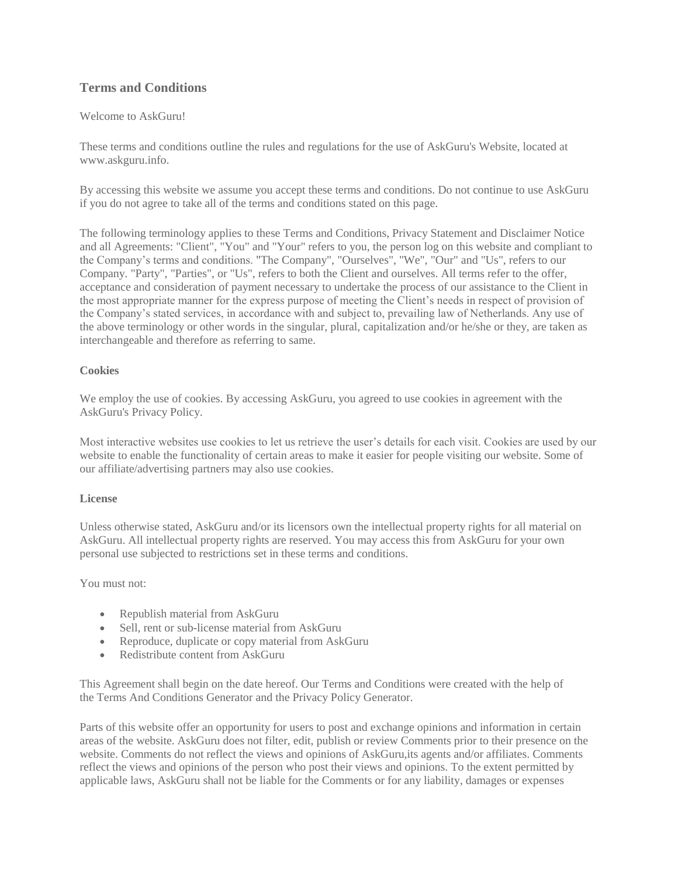## Terms and Conditions

Welcome to AskGuru!

These terms and conditions outline the rules and regulations for the use of AskGuru's Website, located at www.askguru.info.

By accessing this website we assume you accept these terms and conditions. Do not continue to use AskGuru if you do not agree to take all of the terms and conditions stated on this page.

The following terminology applies to these Terms and Conditions, Privacy Statement and Disclaimer Notice and all Agreements: "Client", "You" and "Your" refers to you, the person log on this website and compliant to the Company's terms and conditions. "The Company", "Ourselves", "We", "Our" and "Us", refers to our Company. "Party", "Parties", or "Us", refers to both the Client and ourselves. All terms refer to the offer, acceptance and consideration of payment necessary to undertake the process of our assistance to the Client in the most appropriate manner for the express purpose of meeting the Client's needs in respect of provision of the Company's stated services, in accordance with and subject to, prevailing law of Netherlands. Any use of the above terminology or other words in the singular, plural, capitalization and/or he/she or they, are taken as interchangeable and therefore as referring to same.

**Cookies**

We employ the use of cookies. By accessing AskGuru, you agreed to use cookies in agreement with the AskGuru's Privacy Policy.

Most interactive websites use cookies to let us retrieve the user's details for each visit. Cookies are used by our website to enable the functionality of certain areas to make it easier for people visiting our website. Some of our affiliate/advertising partners may also use cookies.

**License**

Unless otherwise stated, AskGuru and/or its licensors own the intellectual property rights for all material on AskGuru. All intellectual property rights are reserved. You may access this from AskGuru for your own personal use subjected to restrictions set in these terms and conditions.

You must not:

- Republish material from AskGuru
- Sell, rent or sub-license material from AskGuru
- Reproduce, duplicate or copy material from AskGuru
- Redistribute content from AskGuru

This Agreement shall begin on the date hereof. Our Terms and Conditions were created with the help of the Terms And Conditions Generator and the Privacy Policy Generator.

Parts of this website offer an opportunity for users to post and exchange opinions and information in certain areas of the website. AskGuru does not filter, edit, publish or review Comments prior to their presence on the website. Comments do not reflect the views and opinions of AskGuru,its agents and/or affiliates. Comments reflect the views and opinions of the person who post their views and opinions. To the extent permitted by applicable laws, AskGuru shall not be liable for the Comments or for any liability, damages or expenses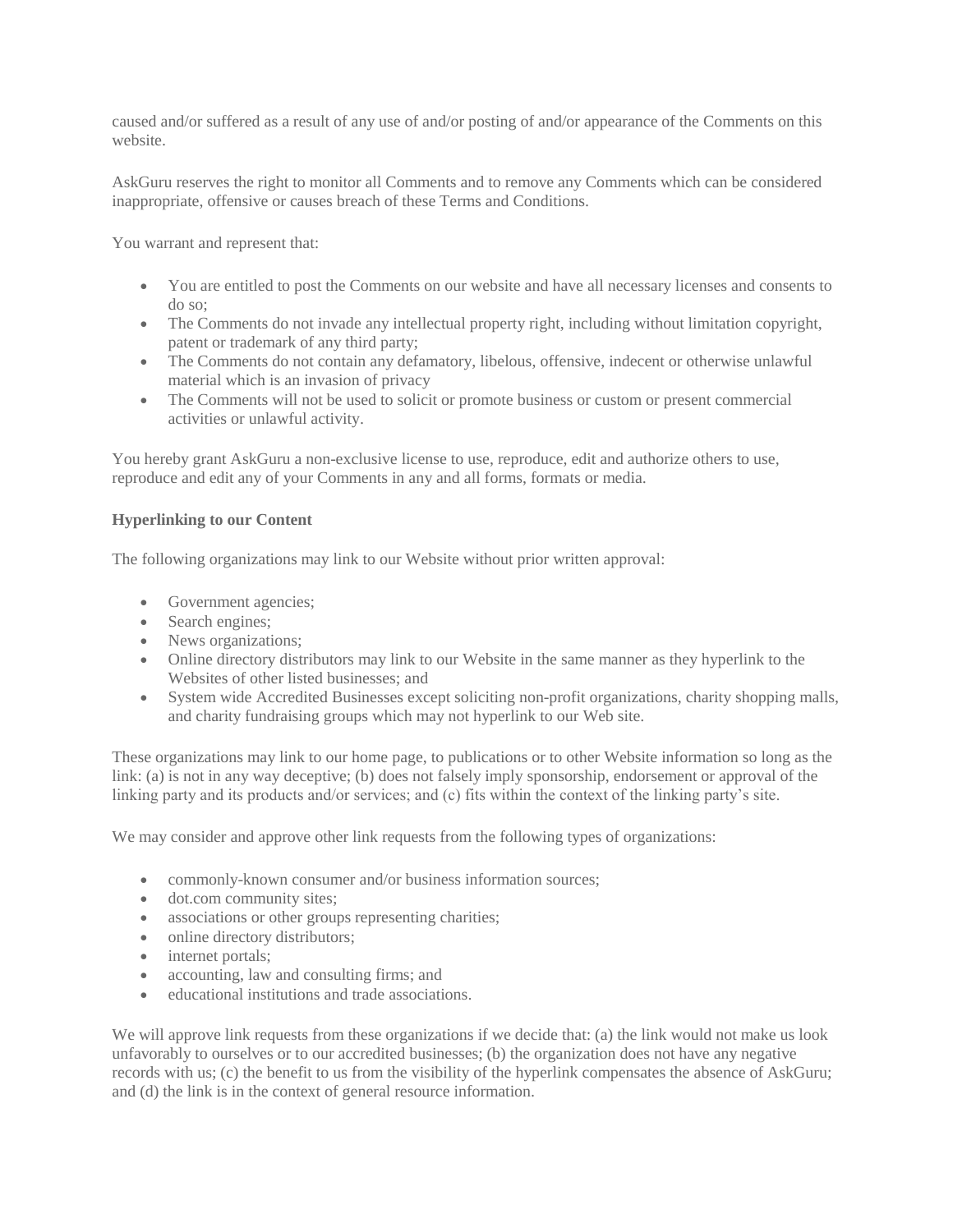caused and/or suffered as a result of any use of and/or posting of and/or appearance of the Comments on this website.

AskGuru reserves the right to monitor all Comments and to remove any Comments which can be considered inappropriate, offensive or causes breach of these Terms and Conditions.

You warrant and represent that:

- You are entitled to post the Comments on our website and have all necessary licenses and consents to do so;
- The Comments do not invade any intellectual property right, including without limitation copyright, patent or trademark of any third party;
- The Comments do not contain any defamatory, libelous, offensive, indecent or otherwise unlawful material which is an invasion of privacy
- The Comments will not be used to solicit or promote business or custom or present commercial activities or unlawful activity.

You hereby grant AskGuru a non-exclusive license to use, reproduce, edit and authorize others to use, reproduce and edit any of your Comments in any and all forms, formats or media.

**Hyperlinking to our Content**

The following organizations may link to our Website without prior written approval:

- Government agencies;
- Search engines;
- News organizations;
- Online directory distributors may link to our Website in the same manner as they hyperlink to the Websites of other listed businesses; and
- System wide Accredited Businesses except soliciting non-profit organizations, charity shopping malls, and charity fundraising groups which may not hyperlink to our Web site.

These organizations may link to our home page, to publications or to other Website information so long as the link: (a) is not in any way deceptive; (b) does not falsely imply sponsorship, endorsement or approval of the linking party and its products and/or services; and (c) fits within the context of the linking party's site.

We may consider and approve other link requests from the following types of organizations:

- commonly-known consumer and/or business information sources;
- dot.com community sites;
- associations or other groups representing charities;
- online directory distributors;
- internet portals;
- accounting, law and consulting firms; and
- educational institutions and trade associations.

We will approve link requests from these organizations if we decide that: (a) the link would not make us look unfavorably to ourselves or to our accredited businesses; (b) the organization does not have any negative records with us; (c) the benefit to us from the visibility of the hyperlink compensates the absence of AskGuru; and (d) the link is in the context of general resource information.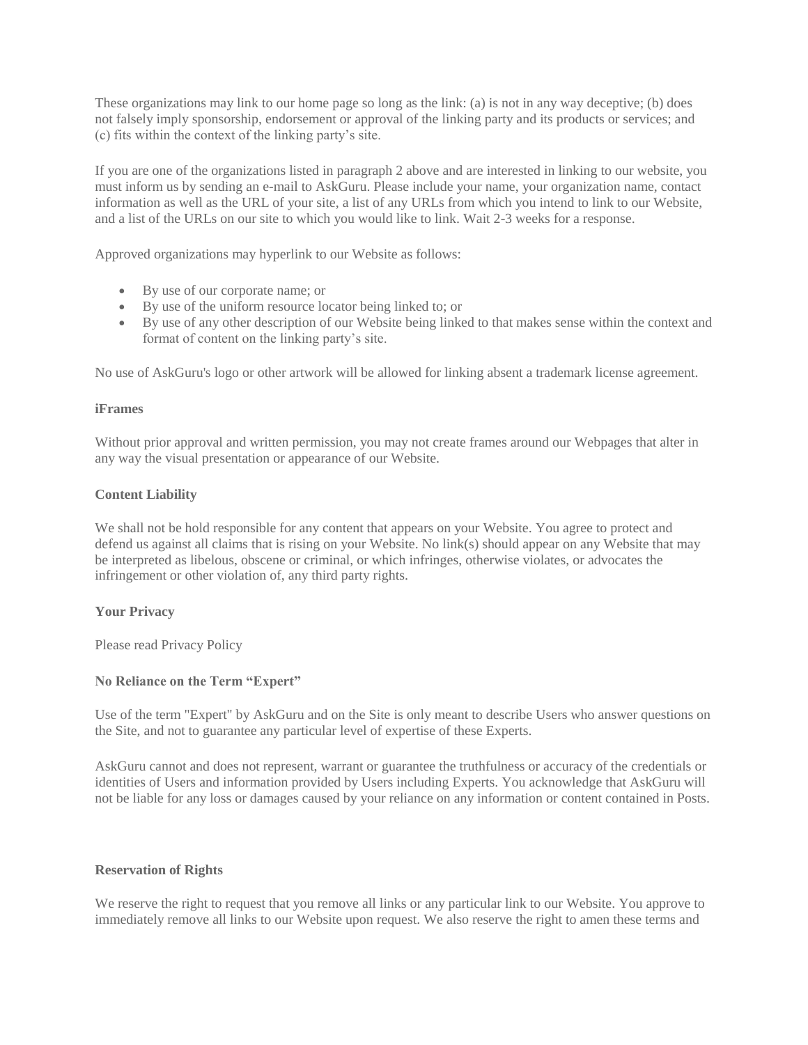These organizations may link to our home page so long as the link: (a) is not in any way deceptive; (b) does not falsely imply sponsorship, endorsement or approval of the linking party and its products or services; and (c) fits within the context of the linking party's site.

If you are one of the organizations listed in paragraph 2 above and are interested in linking to our website, you must inform us by sending an e-mail to AskGuru. Please include your name, your organization name, contact information as well as the URL of your site, a list of any URLs from which you intend to link to our Website, and a list of the URLs on our site to which you would like to link. Wait 2-3 weeks for a response.

Approved organizations may hyperlink to our Website as follows:

- By use of our corporate name; or
- By use of the uniform resource locator being linked to; or
- By use of any other description of our Website being linked to that makes sense within the context and format of content on the linking party's site.

No use of AskGuru's logo or other artwork will be allowed for linking absent a trademark license agreement.

**iFrames**

Without prior approval and written permission, you may not create frames around our Webpages that alter in any way the visual presentation or appearance of our Website.

**Content Liability**

We shall not be hold responsible for any content that appears on your Website. You agree to protect and defend us against all claims that is rising on your Website. No link(s) should appear on any Website that may be interpreted as libelous, obscene or criminal, or which infringes, otherwise violates, or advocates the infringement or other violation of, any third party rights.

**Your Privacy**

Please read Privacy Policy

**No Reliance on the Term "Expert"**

Use of the term "Expert" by AskGuru and on the Site is only meant to describe Users who answer questions on the Site, and not to guarantee any particular level of expertise of these Experts.

AskGuru cannot and does not represent, warrant or guarantee the truthfulness or accuracy of the credentials or identities of Users and information provided by Users including Experts. You acknowledge that AskGuru will not be liable for any loss or damages caused by your reliance on any information or content contained in Posts.

**Reservation of Rights**

We reserve the right to request that you remove all links or any particular link to our Website. You approve to immediately remove all links to our Website upon request. We also reserve the right to amen these terms and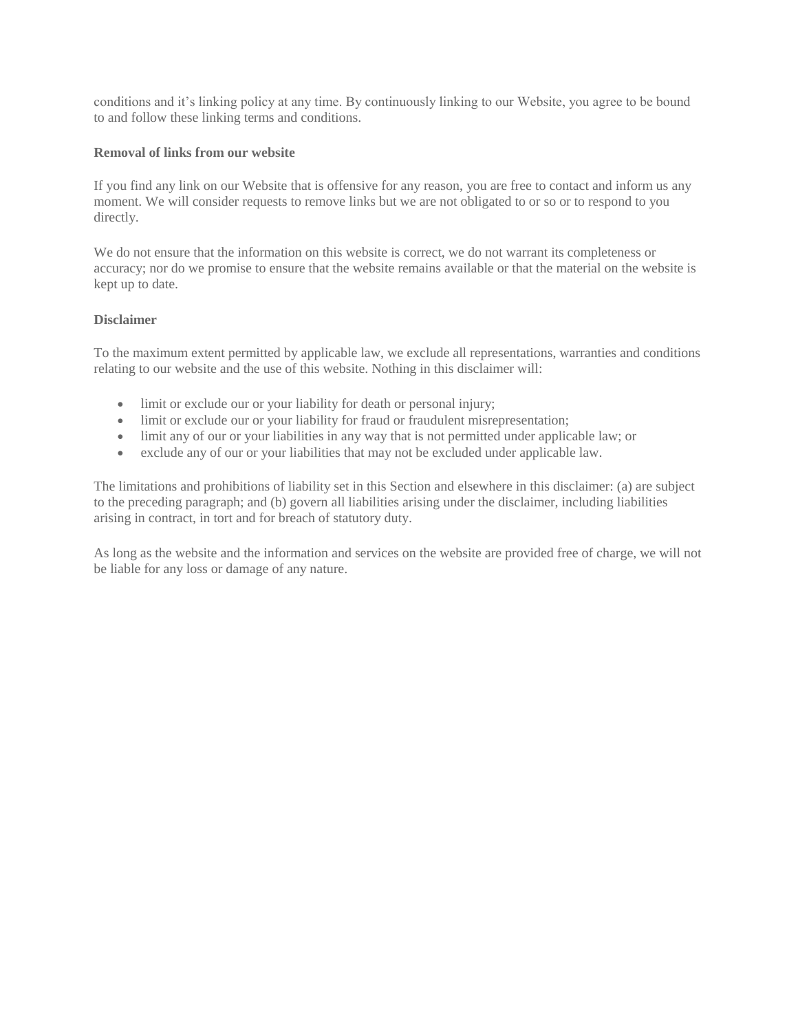conditions and it's linking policy at any time. By continuously linking to our Website, you agree to be bound to and follow these linking terms and conditions.

**Removal of links from our website**

If you find any link on our Website that is offensive for any reason, you are free to contact and inform us any moment. We will consider requests to remove links but we are not obligated to or so or to respond to you directly.

We do not ensure that the information on this website is correct, we do not warrant its completeness or accuracy; nor do we promise to ensure that the website remains available or that the material on the website is kept up to date.

**Disclaimer**

To the maximum extent permitted by applicable law, we exclude all representations, warranties and conditions relating to our website and the use of this website. Nothing in this disclaimer will:

- limit or exclude our or your liability for death or personal injury;
- limit or exclude our or your liability for fraud or fraudulent misrepresentation;
- limit any of our or your liabilities in any way that is not permitted under applicable law; or
- exclude any of our or your liabilities that may not be excluded under applicable law.

The limitations and prohibitions of liability set in this Section and elsewhere in this disclaimer: (a) are subject to the preceding paragraph; and (b) govern all liabilities arising under the disclaimer, including liabilities arising in contract, in tort and for breach of statutory duty.

As long as the website and the information and services on the website are provided free of charge, we will not be liable for any loss or damage of any nature.